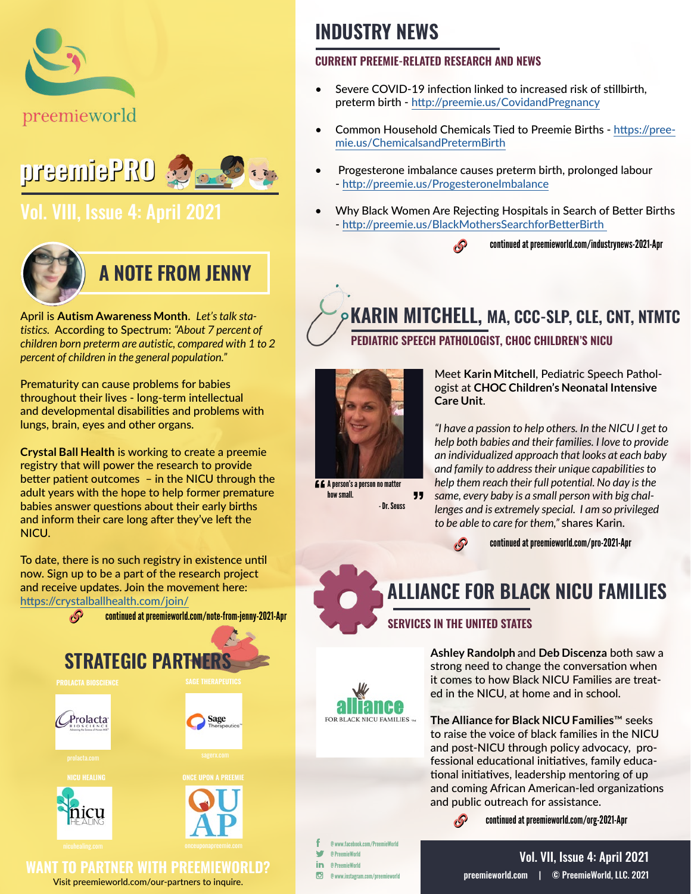preemieworld

# preemiePRO

## Vol. VIII, Issue 4: April 2021

## A NOTE FROM JENNY

April is **Autism Awareness Month**. *Let's talk statistics.* According to Spectrum: *"About 7 percent of children born preterm are autistic, compared with 1 to 2 percent of children in the general population."*

Prematurity can cause problems for babies throughout their lives - long-term intellectual and developmental disabilities and problems with lungs, brain, eyes and other organs.

**Crystal Ball Health** is working to create a preemie registry that will power the research to provide better patient outcomes – in the NICU through the adult years with the hope to help former premature babies answer questions about their early births and inform their care long after they've left the NICU.

To date, there is no such registry in existence until now. Sign up to be a part of the research project and receive updates. Join the movement here: https://crystalballhealth.com/join/

continued at preemieworld.com/note-from-jenny-2021-Apr

## STRATEGIC PARTNERS

PROLACTA BIOSCIENCE – prolacta.com

SAGE THERAPEUTICS – sagerx.com

NICU HEALING – nicuhealing.com

ONCE UPON A PREEMIE – onceuponapreemie.com

## WANT TO PARTNER WITH PREEMIEWORLD?

Visit preemieworld.com/our-partners to inquire.

# INDUSTRY NEWS

### CURRENT PREEMIE-RELATED RESEARCH AND NEWS

- Severe COVID-19 infection linked to increased risk of stillbirth, preterm birth - http://preemie.us/CovidandPregnancy
- Common Household Chemicals Tied to Preemie Births - https://preemie.us/ChemicalsandPretermBirth
- Progesterone imbalance causes preterm birth, prolonged labour - http://preemie.us/ProgesteroneImbalance
- Why Black Women Are Rejecting Hospitals in Search of Better Births - http://preemie.us/BlackMothersSearchforBetterBirth

continued at preemieworld.com/industrynews-2021-Apr

## KARIN MITCHELL, MA, CCC-SLP, CLE, CNT, NTMTC

### PEDIATRIC SPEECH PATHOLOGIST, CHOC CHILDREN'S NICU

"A person's a person no matter how small." - Dr. Seuss

Meet **Karin Mitchell**, Pediatric Speech Pathologist at **CHOC Children's Neonatal Intensive Care Unit**.

*"I have a passion to help others. In the NICU I get to help both babies and their families. I love to provide an individualized approach that looks at each baby and family to address their unique capabilities to help them reach their full potential. No day is the same, every baby is a small person with big challenges and is extremely special. I am so privileged to be able to care for them,"* shares Karin.

continued at preemieworld.com/pro-2021-Apr

## ALLIANCE FOR BLACK NICU FAMILIES

### SERVICES IN THE UNITED STATES

**Ashley Randolph** and **Deb Discenza** both saw a strong need to change the conversation when it comes to how Black NICU Families are treated in the NICU, at home and in school.

**The Alliance for Black NICU Families™** seeks to raise the voice of black families in the NICU and post-NICU through policy advocacy, professional educational initiatives, family educational initiatives, leadership mentoring of up and coming African American-led organizations and public outreach for assistance.

continued at preemieworld.com/org-2021-Apr

@www.facebook.com/PreemieWorld
@PreemieWorld
@PreemieWorld
@www.instagram.com/preemieworld

Vol. VII, Issue 4: April 2021
preemieworld.com | © PreemieWorld, LLC. 2021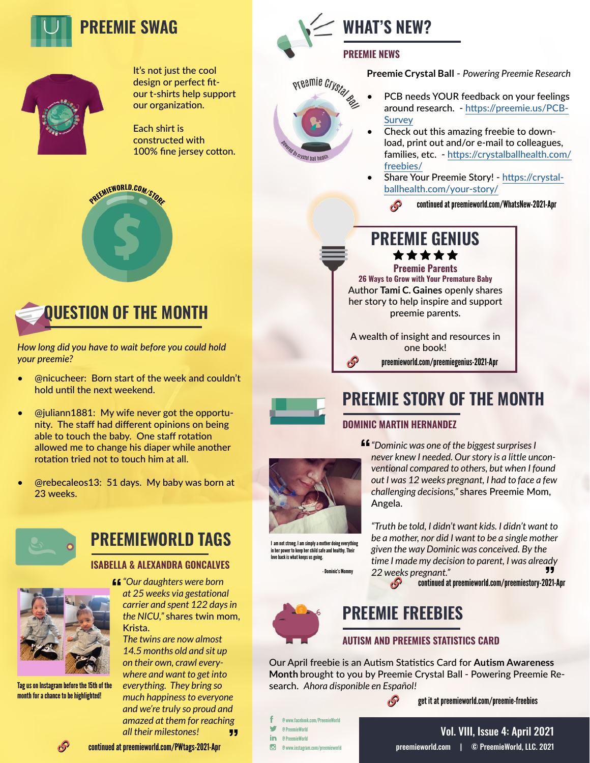## PREEMIE SWAG

It's not just the cool design or perfect fit- our t-shirts help support our organization.

Each shirt is constructed with 100% fine jersey cotton.

PREEMIEWORLD.COM/STORE

## QUESTION OF THE MONTH

*How long did you have to wait before you could hold your preemie?*

- @nicucheer: Born start of the week and couldn't hold until the next weekend.
- @juliann1881: My wife never got the opportunity. The staff had different opinions on being able to touch the baby. One staff rotation allowed me to change his diaper while another rotation tried not to touch him at all.
- @rebecaleos13: 51 days. My baby was born at 23 weeks.

## PREEMIEWORLD TAGS

### ISABELLA & ALEXANDRA GONCALVES

*"Our daughters were born at 25 weeks via gestational carrier and spent 122 days in the NICU,"* shares twin mom, Krista. *The twins are now almost 14.5 months old and sit up on their own, crawl everywhere and want to get into everything. They bring so much happiness to everyone and we're truly so proud and amazed at them for reaching all their milestones!"*

Tag us on Instagram before the 15th of the month for a chance to be highlighted!

continued at preemieworld.com/PWtags-2021-Apr

## WHAT'S NEW?

### PREEMIE NEWS

**Preemie Crystal Ball** - *Powering Preemie Research*

- PCB needs YOUR feedback on your feelings around research. - https://preemie.us/PCB-Survey
- Check out this amazing freebie to download, print out and/or e-mail to colleagues, families, etc. - https://crystalballhealth.com/freebies/
- Share Your Preemie Story! - https://crystalballhealth.com/your-story/

continued at preemieworld.com/WhatsNew-2021-Apr

## PREEMIE GENIUS

★★★★★

**Preemie Parents**

**26 Ways to Grow with Your Premature Baby**

Author **Tami C. Gaines** openly shares her story to help inspire and support preemie parents.

A wealth of insight and resources in one book!

preemieworld.com/preemiegenius-2021-Apr

## PREEMIE STORY OF THE MONTH

### DOMINIC MARTIN HERNANDEZ

*"Dominic was one of the biggest surprises I never knew I needed. Our story is a little unconventional compared to others, but when I found out I was 12 weeks pregnant, I had to face a few challenging decisions,"* shares Preemie Mom, Angela.

*"Truth be told, I didn't want kids. I didn't want to be a mother, nor did I want to be a single mother given the way Dominic was conceived. By the time I made my decision to parent, I was already 22 weeks pregnant."*

I am not strong. I am simply a mother doing everything in her power to keep her child safe and healthy. Their love back is what keeps us going.

- Dominic's Mommy

continued at preemieworld.com/preemiestory-2021-Apr

## PREEMIE FREEBIES

### AUTISM AND PREEMIES STATISTICS CARD

Our April freebie is an Autism Statistics Card for **Autism Awareness Month** brought to you by Preemie Crystal Ball - Powering Preemie Research. *Ahora disponible en Español!*

get it at preemieworld.com/preemie-freebies

@www.facebook.com/PreemieWorld
@PreemieWorld
@PreemieWorld
@www.instagram.com/preemieworld

**Vol. VIII, Issue 4: April 2021**

preemieworld.com | © PreemieWorld, LLC. 2021